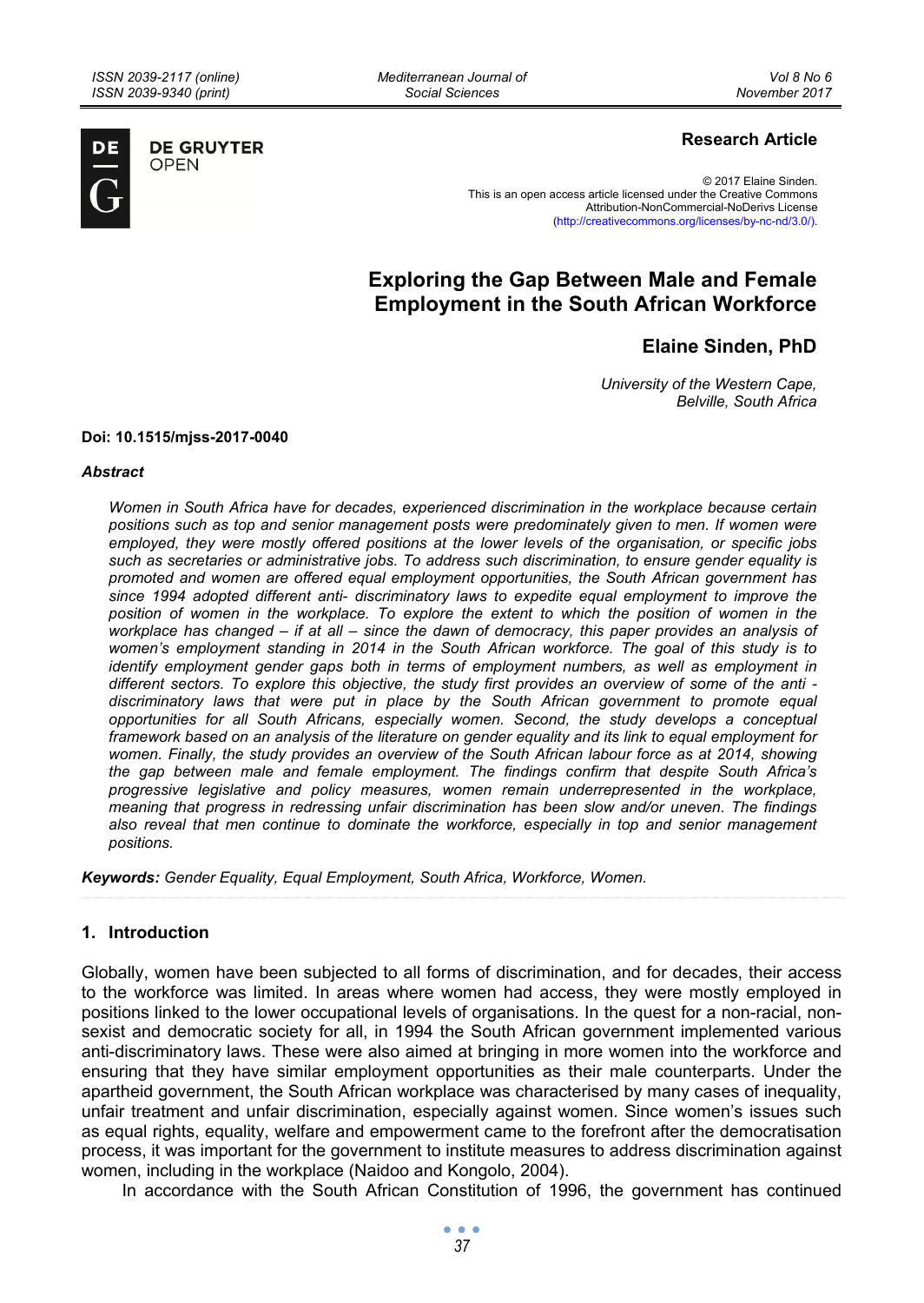**Research Article**

© 2017 Elaine Sinden.
This is an open access article licensed under the Creative Commons Attribution-NonCommercial-NoDerivs License (http://creativecommons.org/licenses/by-nc-nd/3.0/).

# Exploring the Gap Between Male and Female Employment in the South African Workforce

**Elaine Sinden, PhD**

*University of the Western Cape, Belville, South Africa*

**Doi: 10.1515/mjss-2017-0040**

***Abstract***

*Women in South Africa have for decades, experienced discrimination in the workplace because certain positions such as top and senior management posts were predominately given to men. If women were employed, they were mostly offered positions at the lower levels of the organisation, or specific jobs such as secretaries or administrative jobs. To address such discrimination, to ensure gender equality is promoted and women are offered equal employment opportunities, the South African government has since 1994 adopted different anti- discriminatory laws to expedite equal employment to improve the position of women in the workplace. To explore the extent to which the position of women in the workplace has changed – if at all – since the dawn of democracy, this paper provides an analysis of women's employment standing in 2014 in the South African workforce. The goal of this study is to identify employment gender gaps both in terms of employment numbers, as well as employment in different sectors. To explore this objective, the study first provides an overview of some of the anti - discriminatory laws that were put in place by the South African government to promote equal opportunities for all South Africans, especially women. Second, the study develops a conceptual framework based on an analysis of the literature on gender equality and its link to equal employment for women. Finally, the study provides an overview of the South African labour force as at 2014, showing the gap between male and female employment. The findings confirm that despite South Africa's progressive legislative and policy measures, women remain underrepresented in the workplace, meaning that progress in redressing unfair discrimination has been slow and/or uneven. The findings also reveal that men continue to dominate the workforce, especially in top and senior management positions.*

***Keywords:*** *Gender Equality, Equal Employment, South Africa, Workforce, Women.*

## 1. Introduction

Globally, women have been subjected to all forms of discrimination, and for decades, their access to the workforce was limited. In areas where women had access, they were mostly employed in positions linked to the lower occupational levels of organisations. In the quest for a non-racial, non-sexist and democratic society for all, in 1994 the South African government implemented various anti-discriminatory laws. These were also aimed at bringing in more women into the workforce and ensuring that they have similar employment opportunities as their male counterparts. Under the apartheid government, the South African workplace was characterised by many cases of inequality, unfair treatment and unfair discrimination, especially against women. Since women's issues such as equal rights, equality, welfare and empowerment came to the forefront after the democratisation process, it was important for the government to institute measures to address discrimination against women, including in the workplace (Naidoo and Kongolo, 2004).

In accordance with the South African Constitution of 1996, the government has continued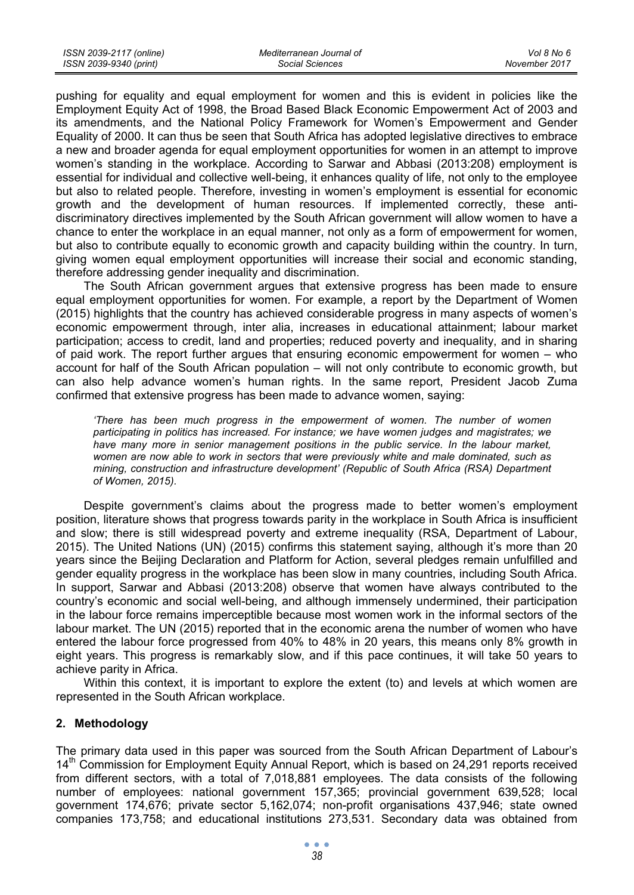pushing for equality and equal employment for women and this is evident in policies like the Employment Equity Act of 1998, the Broad Based Black Economic Empowerment Act of 2003 and its amendments, and the National Policy Framework for Women's Empowerment and Gender Equality of 2000. It can thus be seen that South Africa has adopted legislative directives to embrace a new and broader agenda for equal employment opportunities for women in an attempt to improve women's standing in the workplace. According to Sarwar and Abbasi (2013:208) employment is essential for individual and collective well-being, it enhances quality of life, not only to the employee but also to related people. Therefore, investing in women's employment is essential for economic growth and the development of human resources. If implemented correctly, these anti-discriminatory directives implemented by the South African government will allow women to have a chance to enter the workplace in an equal manner, not only as a form of empowerment for women, but also to contribute equally to economic growth and capacity building within the country. In turn, giving women equal employment opportunities will increase their social and economic standing, therefore addressing gender inequality and discrimination.

The South African government argues that extensive progress has been made to ensure equal employment opportunities for women. For example, a report by the Department of Women (2015) highlights that the country has achieved considerable progress in many aspects of women's economic empowerment through, inter alia, increases in educational attainment; labour market participation; access to credit, land and properties; reduced poverty and inequality, and in sharing of paid work. The report further argues that ensuring economic empowerment for women – who account for half of the South African population – will not only contribute to economic growth, but can also help advance women's human rights. In the same report, President Jacob Zuma confirmed that extensive progress has been made to advance women, saying:

> *'There has been much progress in the empowerment of women. The number of women participating in politics has increased. For instance; we have women judges and magistrates; we have many more in senior management positions in the public service. In the labour market, women are now able to work in sectors that were previously white and male dominated, such as mining, construction and infrastructure development' (Republic of South Africa (RSA) Department of Women, 2015).*

Despite government's claims about the progress made to better women's employment position, literature shows that progress towards parity in the workplace in South Africa is insufficient and slow; there is still widespread poverty and extreme inequality (RSA, Department of Labour, 2015). The United Nations (UN) (2015) confirms this statement saying, although it's more than 20 years since the Beijing Declaration and Platform for Action, several pledges remain unfulfilled and gender equality progress in the workplace has been slow in many countries, including South Africa. In support, Sarwar and Abbasi (2013:208) observe that women have always contributed to the country's economic and social well-being, and although immensely undermined, their participation in the labour force remains imperceptible because most women work in the informal sectors of the labour market. The UN (2015) reported that in the economic arena the number of women who have entered the labour force progressed from 40% to 48% in 20 years, this means only 8% growth in eight years. This progress is remarkably slow, and if this pace continues, it will take 50 years to achieve parity in Africa.

Within this context, it is important to explore the extent (to) and levels at which women are represented in the South African workplace.

## 2. Methodology

The primary data used in this paper was sourced from the South African Department of Labour's 14th Commission for Employment Equity Annual Report, which is based on 24,291 reports received from different sectors, with a total of 7,018,881 employees. The data consists of the following number of employees: national government 157,365; provincial government 639,528; local government 174,676; private sector 5,162,074; non-profit organisations 437,946; state owned companies 173,758; and educational institutions 273,531. Secondary data was obtained from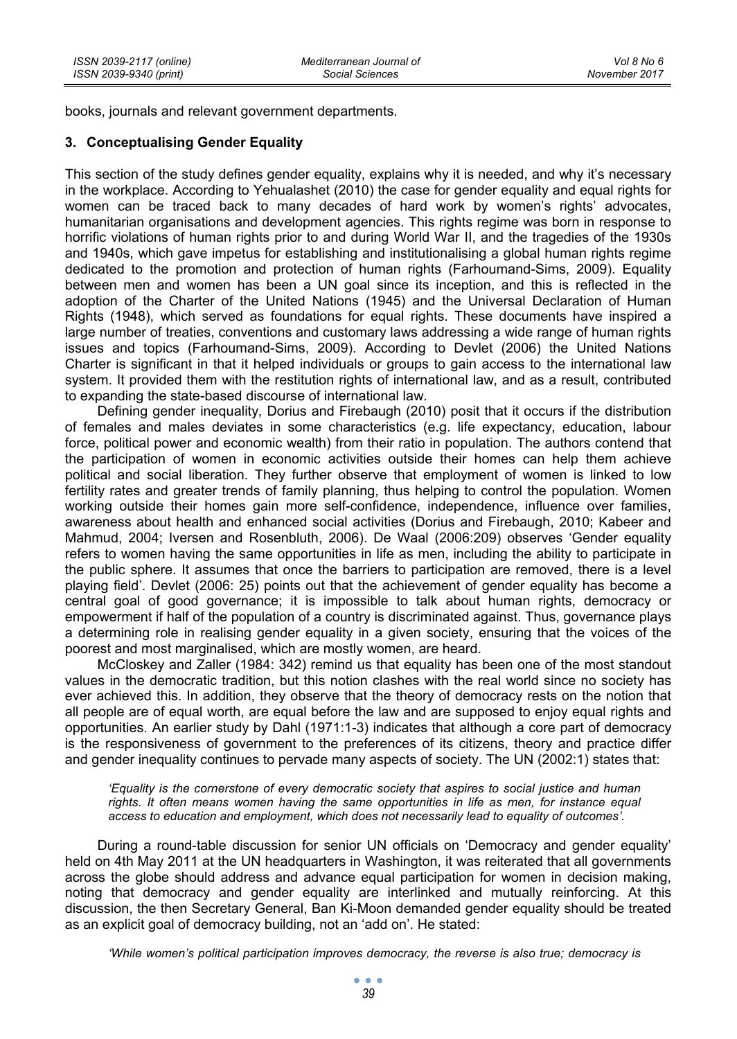books, journals and relevant government departments.

## 3. Conceptualising Gender Equality

This section of the study defines gender equality, explains why it is needed, and why it's necessary in the workplace. According to Yehualashet (2010) the case for gender equality and equal rights for women can be traced back to many decades of hard work by women's rights' advocates, humanitarian organisations and development agencies. This rights regime was born in response to horrific violations of human rights prior to and during World War II, and the tragedies of the 1930s and 1940s, which gave impetus for establishing and institutionalising a global human rights regime dedicated to the promotion and protection of human rights (Farhoumand-Sims, 2009). Equality between men and women has been a UN goal since its inception, and this is reflected in the adoption of the Charter of the United Nations (1945) and the Universal Declaration of Human Rights (1948), which served as foundations for equal rights. These documents have inspired a large number of treaties, conventions and customary laws addressing a wide range of human rights issues and topics (Farhoumand-Sims, 2009). According to Devlet (2006) the United Nations Charter is significant in that it helped individuals or groups to gain access to the international law system. It provided them with the restitution rights of international law, and as a result, contributed to expanding the state-based discourse of international law.

Defining gender inequality, Dorius and Firebaugh (2010) posit that it occurs if the distribution of females and males deviates in some characteristics (e.g. life expectancy, education, labour force, political power and economic wealth) from their ratio in population. The authors contend that the participation of women in economic activities outside their homes can help them achieve political and social liberation. They further observe that employment of women is linked to low fertility rates and greater trends of family planning, thus helping to control the population. Women working outside their homes gain more self-confidence, independence, influence over families, awareness about health and enhanced social activities (Dorius and Firebaugh, 2010; Kabeer and Mahmud, 2004; Iversen and Rosenbluth, 2006). De Waal (2006:209) observes 'Gender equality refers to women having the same opportunities in life as men, including the ability to participate in the public sphere. It assumes that once the barriers to participation are removed, there is a level playing field'. Devlet (2006: 25) points out that the achievement of gender equality has become a central goal of good governance; it is impossible to talk about human rights, democracy or empowerment if half of the population of a country is discriminated against. Thus, governance plays a determining role in realising gender equality in a given society, ensuring that the voices of the poorest and most marginalised, which are mostly women, are heard.

McCloskey and Zaller (1984: 342) remind us that equality has been one of the most standout values in the democratic tradition, but this notion clashes with the real world since no society has ever achieved this. In addition, they observe that the theory of democracy rests on the notion that all people are of equal worth, are equal before the law and are supposed to enjoy equal rights and opportunities. An earlier study by Dahl (1971:1-3) indicates that although a core part of democracy is the responsiveness of government to the preferences of its citizens, theory and practice differ and gender inequality continues to pervade many aspects of society. The UN (2002:1) states that:

> *'Equality is the cornerstone of every democratic society that aspires to social justice and human rights. It often means women having the same opportunities in life as men, for instance equal access to education and employment, which does not necessarily lead to equality of outcomes'.*

During a round-table discussion for senior UN officials on 'Democracy and gender equality' held on 4th May 2011 at the UN headquarters in Washington, it was reiterated that all governments across the globe should address and advance equal participation for women in decision making, noting that democracy and gender equality are interlinked and mutually reinforcing. At this discussion, the then Secretary General, Ban Ki-Moon demanded gender equality should be treated as an explicit goal of democracy building, not an 'add on'. He stated:

> *'While women's political participation improves democracy, the reverse is also true; democracy is*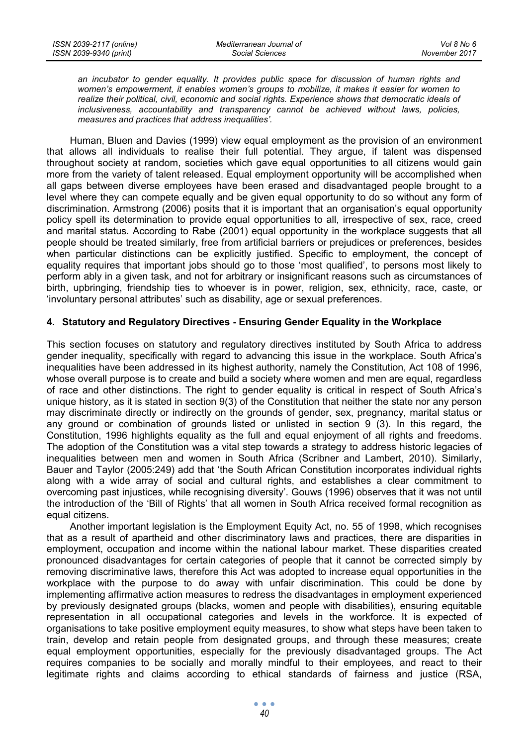*an incubator to gender equality. It provides public space for discussion of human rights and women's empowerment, it enables women's groups to mobilize, it makes it easier for women to realize their political, civil, economic and social rights. Experience shows that democratic ideals of inclusiveness, accountability and transparency cannot be achieved without laws, policies, measures and practices that address inequalities'.*

Human, Bluen and Davies (1999) view equal employment as the provision of an environment that allows all individuals to realise their full potential. They argue, if talent was dispensed throughout society at random, societies which gave equal opportunities to all citizens would gain more from the variety of talent released. Equal employment opportunity will be accomplished when all gaps between diverse employees have been erased and disadvantaged people brought to a level where they can compete equally and be given equal opportunity to do so without any form of discrimination. Armstrong (2006) posits that it is important that an organisation's equal opportunity policy spell its determination to provide equal opportunities to all, irrespective of sex, race, creed and marital status. According to Rabe (2001) equal opportunity in the workplace suggests that all people should be treated similarly, free from artificial barriers or prejudices or preferences, besides when particular distinctions can be explicitly justified. Specific to employment, the concept of equality requires that important jobs should go to those 'most qualified', to persons most likely to perform ably in a given task, and not for arbitrary or insignificant reasons such as circumstances of birth, upbringing, friendship ties to whoever is in power, religion, sex, ethnicity, race, caste, or 'involuntary personal attributes' such as disability, age or sexual preferences.

## 4. Statutory and Regulatory Directives - Ensuring Gender Equality in the Workplace

This section focuses on statutory and regulatory directives instituted by South Africa to address gender inequality, specifically with regard to advancing this issue in the workplace. South Africa's inequalities have been addressed in its highest authority, namely the Constitution, Act 108 of 1996, whose overall purpose is to create and build a society where women and men are equal, regardless of race and other distinctions. The right to gender equality is critical in respect of South Africa's unique history, as it is stated in section 9(3) of the Constitution that neither the state nor any person may discriminate directly or indirectly on the grounds of gender, sex, pregnancy, marital status or any ground or combination of grounds listed or unlisted in section 9 (3). In this regard, the Constitution, 1996 highlights equality as the full and equal enjoyment of all rights and freedoms. The adoption of the Constitution was a vital step towards a strategy to address historic legacies of inequalities between men and women in South Africa (Scribner and Lambert, 2010). Similarly, Bauer and Taylor (2005:249) add that 'the South African Constitution incorporates individual rights along with a wide array of social and cultural rights, and establishes a clear commitment to overcoming past injustices, while recognising diversity'. Gouws (1996) observes that it was not until the introduction of the 'Bill of Rights' that all women in South Africa received formal recognition as equal citizens.

Another important legislation is the Employment Equity Act, no. 55 of 1998, which recognises that as a result of apartheid and other discriminatory laws and practices, there are disparities in employment, occupation and income within the national labour market. These disparities created pronounced disadvantages for certain categories of people that it cannot be corrected simply by removing discriminative laws, therefore this Act was adopted to increase equal opportunities in the workplace with the purpose to do away with unfair discrimination. This could be done by implementing affirmative action measures to redress the disadvantages in employment experienced by previously designated groups (blacks, women and people with disabilities), ensuring equitable representation in all occupational categories and levels in the workforce. It is expected of organisations to take positive employment equity measures, to show what steps have been taken to train, develop and retain people from designated groups, and through these measures; create equal employment opportunities, especially for the previously disadvantaged groups. The Act requires companies to be socially and morally mindful to their employees, and react to their legitimate rights and claims according to ethical standards of fairness and justice (RSA,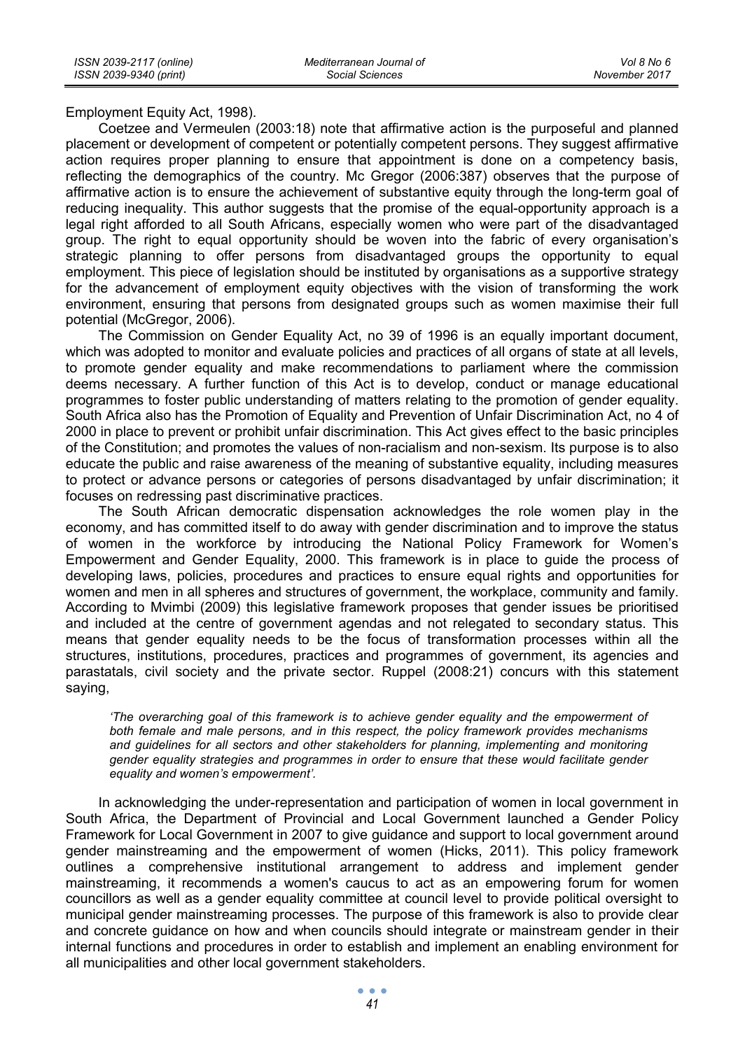Employment Equity Act, 1998).

Coetzee and Vermeulen (2003:18) note that affirmative action is the purposeful and planned placement or development of competent or potentially competent persons. They suggest affirmative action requires proper planning to ensure that appointment is done on a competency basis, reflecting the demographics of the country. Mc Gregor (2006:387) observes that the purpose of affirmative action is to ensure the achievement of substantive equity through the long-term goal of reducing inequality. This author suggests that the promise of the equal-opportunity approach is a legal right afforded to all South Africans, especially women who were part of the disadvantaged group. The right to equal opportunity should be woven into the fabric of every organisation's strategic planning to offer persons from disadvantaged groups the opportunity to equal employment. This piece of legislation should be instituted by organisations as a supportive strategy for the advancement of employment equity objectives with the vision of transforming the work environment, ensuring that persons from designated groups such as women maximise their full potential (McGregor, 2006).

The Commission on Gender Equality Act, no 39 of 1996 is an equally important document, which was adopted to monitor and evaluate policies and practices of all organs of state at all levels, to promote gender equality and make recommendations to parliament where the commission deems necessary. A further function of this Act is to develop, conduct or manage educational programmes to foster public understanding of matters relating to the promotion of gender equality. South Africa also has the Promotion of Equality and Prevention of Unfair Discrimination Act, no 4 of 2000 in place to prevent or prohibit unfair discrimination. This Act gives effect to the basic principles of the Constitution; and promotes the values of non-racialism and non-sexism. Its purpose is to also educate the public and raise awareness of the meaning of substantive equality, including measures to protect or advance persons or categories of persons disadvantaged by unfair discrimination; it focuses on redressing past discriminative practices.

The South African democratic dispensation acknowledges the role women play in the economy, and has committed itself to do away with gender discrimination and to improve the status of women in the workforce by introducing the National Policy Framework for Women's Empowerment and Gender Equality, 2000. This framework is in place to guide the process of developing laws, policies, procedures and practices to ensure equal rights and opportunities for women and men in all spheres and structures of government, the workplace, community and family. According to Mvimbi (2009) this legislative framework proposes that gender issues be prioritised and included at the centre of government agendas and not relegated to secondary status. This means that gender equality needs to be the focus of transformation processes within all the structures, institutions, procedures, practices and programmes of government, its agencies and parastatals, civil society and the private sector. Ruppel (2008:21) concurs with this statement saying,

> *'The overarching goal of this framework is to achieve gender equality and the empowerment of both female and male persons, and in this respect, the policy framework provides mechanisms and guidelines for all sectors and other stakeholders for planning, implementing and monitoring gender equality strategies and programmes in order to ensure that these would facilitate gender equality and women's empowerment'.*

In acknowledging the under-representation and participation of women in local government in South Africa, the Department of Provincial and Local Government launched a Gender Policy Framework for Local Government in 2007 to give guidance and support to local government around gender mainstreaming and the empowerment of women (Hicks, 2011). This policy framework outlines a comprehensive institutional arrangement to address and implement gender mainstreaming, it recommends a women's caucus to act as an empowering forum for women councillors as well as a gender equality committee at council level to provide political oversight to municipal gender mainstreaming processes. The purpose of this framework is also to provide clear and concrete guidance on how and when councils should integrate or mainstream gender in their internal functions and procedures in order to establish and implement an enabling environment for all municipalities and other local government stakeholders.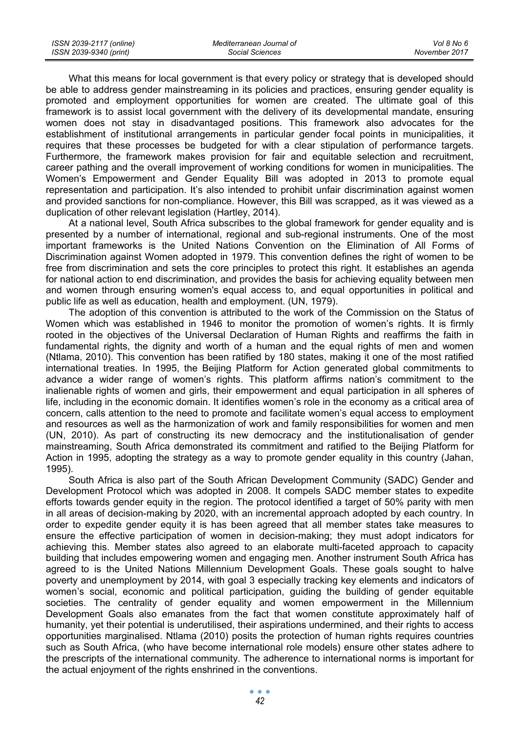What this means for local government is that every policy or strategy that is developed should be able to address gender mainstreaming in its policies and practices, ensuring gender equality is promoted and employment opportunities for women are created. The ultimate goal of this framework is to assist local government with the delivery of its developmental mandate, ensuring women does not stay in disadvantaged positions. This framework also advocates for the establishment of institutional arrangements in particular gender focal points in municipalities, it requires that these processes be budgeted for with a clear stipulation of performance targets. Furthermore, the framework makes provision for fair and equitable selection and recruitment, career pathing and the overall improvement of working conditions for women in municipalities. The Women's Empowerment and Gender Equality Bill was adopted in 2013 to promote equal representation and participation. It's also intended to prohibit unfair discrimination against women and provided sanctions for non-compliance. However, this Bill was scrapped, as it was viewed as a duplication of other relevant legislation (Hartley, 2014).

At a national level, South Africa subscribes to the global framework for gender equality and is presented by a number of international, regional and sub-regional instruments. One of the most important frameworks is the United Nations Convention on the Elimination of All Forms of Discrimination against Women adopted in 1979. This convention defines the right of women to be free from discrimination and sets the core principles to protect this right. It establishes an agenda for national action to end discrimination, and provides the basis for achieving equality between men and women through ensuring women's equal access to, and equal opportunities in political and public life as well as education, health and employment. (UN, 1979).

The adoption of this convention is attributed to the work of the Commission on the Status of Women which was established in 1946 to monitor the promotion of women's rights. It is firmly rooted in the objectives of the Universal Declaration of Human Rights and reaffirms the faith in fundamental rights, the dignity and worth of a human and the equal rights of men and women (Ntlama, 2010). This convention has been ratified by 180 states, making it one of the most ratified international treaties. In 1995, the Beijing Platform for Action generated global commitments to advance a wider range of women's rights. This platform affirms nation's commitment to the inalienable rights of women and girls, their empowerment and equal participation in all spheres of life, including in the economic domain. It identifies women's role in the economy as a critical area of concern, calls attention to the need to promote and facilitate women's equal access to employment and resources as well as the harmonization of work and family responsibilities for women and men (UN, 2010). As part of constructing its new democracy and the institutionalisation of gender mainstreaming, South Africa demonstrated its commitment and ratified to the Beijing Platform for Action in 1995, adopting the strategy as a way to promote gender equality in this country (Jahan, 1995).

South Africa is also part of the South African Development Community (SADC) Gender and Development Protocol which was adopted in 2008. It compels SADC member states to expedite efforts towards gender equity in the region. The protocol identified a target of 50% parity with men in all areas of decision-making by 2020, with an incremental approach adopted by each country. In order to expedite gender equity it is has been agreed that all member states take measures to ensure the effective participation of women in decision-making; they must adopt indicators for achieving this. Member states also agreed to an elaborate multi-faceted approach to capacity building that includes empowering women and engaging men. Another instrument South Africa has agreed to is the United Nations Millennium Development Goals. These goals sought to halve poverty and unemployment by 2014, with goal 3 especially tracking key elements and indicators of women's social, economic and political participation, guiding the building of gender equitable societies. The centrality of gender equality and women empowerment in the Millennium Development Goals also emanates from the fact that women constitute approximately half of humanity, yet their potential is underutilised, their aspirations undermined, and their rights to access opportunities marginalised. Ntlama (2010) posits the protection of human rights requires countries such as South Africa, (who have become international role models) ensure other states adhere to the prescripts of the international community. The adherence to international norms is important for the actual enjoyment of the rights enshrined in the conventions.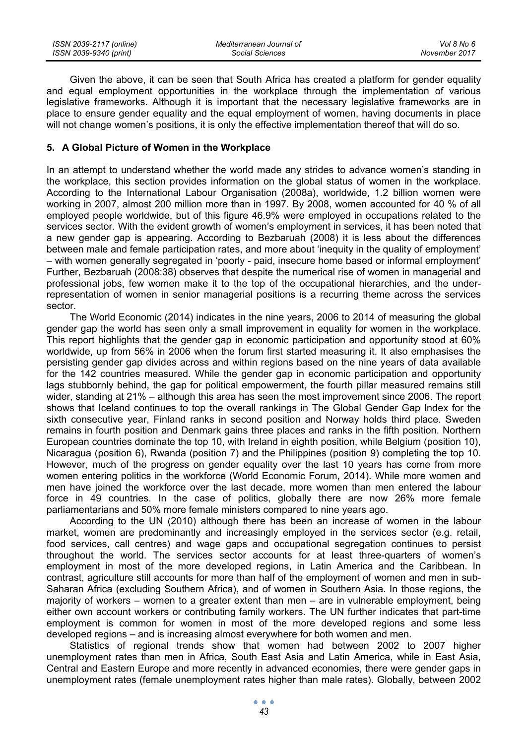Given the above, it can be seen that South Africa has created a platform for gender equality and equal employment opportunities in the workplace through the implementation of various legislative frameworks. Although it is important that the necessary legislative frameworks are in place to ensure gender equality and the equal employment of women, having documents in place will not change women's positions, it is only the effective implementation thereof that will do so.

## 5. A Global Picture of Women in the Workplace

In an attempt to understand whether the world made any strides to advance women's standing in the workplace, this section provides information on the global status of women in the workplace. According to the International Labour Organisation (2008a), worldwide, 1.2 billion women were working in 2007, almost 200 million more than in 1997. By 2008, women accounted for 40 % of all employed people worldwide, but of this figure 46.9% were employed in occupations related to the services sector. With the evident growth of women's employment in services, it has been noted that a new gender gap is appearing. According to Bezbaruah (2008) it is less about the differences between male and female participation rates, and more about 'inequity in the quality of employment' – with women generally segregated in 'poorly - paid, insecure home based or informal employment' Further, Bezbaruah (2008:38) observes that despite the numerical rise of women in managerial and professional jobs, few women make it to the top of the occupational hierarchies, and the under-representation of women in senior managerial positions is a recurring theme across the services sector.

The World Economic (2014) indicates in the nine years, 2006 to 2014 of measuring the global gender gap the world has seen only a small improvement in equality for women in the workplace. This report highlights that the gender gap in economic participation and opportunity stood at 60% worldwide, up from 56% in 2006 when the forum first started measuring it. It also emphasises the persisting gender gap divides across and within regions based on the nine years of data available for the 142 countries measured. While the gender gap in economic participation and opportunity lags stubbornly behind, the gap for political empowerment, the fourth pillar measured remains still wider, standing at 21% – although this area has seen the most improvement since 2006. The report shows that Iceland continues to top the overall rankings in The Global Gender Gap Index for the sixth consecutive year, Finland ranks in second position and Norway holds third place. Sweden remains in fourth position and Denmark gains three places and ranks in the fifth position. Northern European countries dominate the top 10, with Ireland in eighth position, while Belgium (position 10), Nicaragua (position 6), Rwanda (position 7) and the Philippines (position 9) completing the top 10. However, much of the progress on gender equality over the last 10 years has come from more women entering politics in the workforce (World Economic Forum, 2014). While more women and men have joined the workforce over the last decade, more women than men entered the labour force in 49 countries. In the case of politics, globally there are now 26% more female parliamentarians and 50% more female ministers compared to nine years ago.

According to the UN (2010) although there has been an increase of women in the labour market, women are predominantly and increasingly employed in the services sector (e.g. retail, food services, call centres) and wage gaps and occupational segregation continues to persist throughout the world. The services sector accounts for at least three-quarters of women's employment in most of the more developed regions, in Latin America and the Caribbean. In contrast, agriculture still accounts for more than half of the employment of women and men in sub-Saharan Africa (excluding Southern Africa), and of women in Southern Asia. In those regions, the majority of workers – women to a greater extent than men – are in vulnerable employment, being either own account workers or contributing family workers. The UN further indicates that part-time employment is common for women in most of the more developed regions and some less developed regions – and is increasing almost everywhere for both women and men.

Statistics of regional trends show that women had between 2002 to 2007 higher unemployment rates than men in Africa, South East Asia and Latin America, while in East Asia, Central and Eastern Europe and more recently in advanced economies, there were gender gaps in unemployment rates (female unemployment rates higher than male rates). Globally, between 2002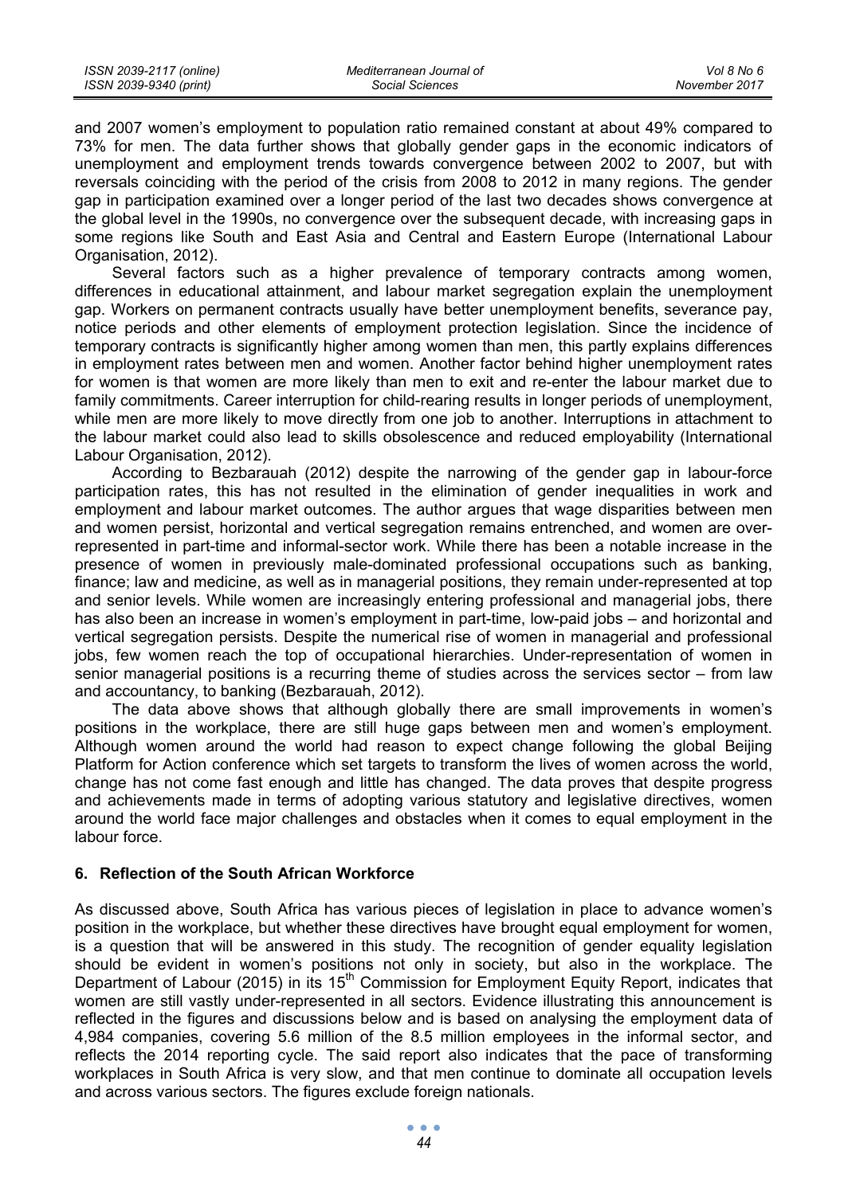and 2007 women's employment to population ratio remained constant at about 49% compared to 73% for men. The data further shows that globally gender gaps in the economic indicators of unemployment and employment trends towards convergence between 2002 to 2007, but with reversals coinciding with the period of the crisis from 2008 to 2012 in many regions. The gender gap in participation examined over a longer period of the last two decades shows convergence at the global level in the 1990s, no convergence over the subsequent decade, with increasing gaps in some regions like South and East Asia and Central and Eastern Europe (International Labour Organisation, 2012).

Several factors such as a higher prevalence of temporary contracts among women, differences in educational attainment, and labour market segregation explain the unemployment gap. Workers on permanent contracts usually have better unemployment benefits, severance pay, notice periods and other elements of employment protection legislation. Since the incidence of temporary contracts is significantly higher among women than men, this partly explains differences in employment rates between men and women. Another factor behind higher unemployment rates for women is that women are more likely than men to exit and re-enter the labour market due to family commitments. Career interruption for child-rearing results in longer periods of unemployment, while men are more likely to move directly from one job to another. Interruptions in attachment to the labour market could also lead to skills obsolescence and reduced employability (International Labour Organisation, 2012).

According to Bezbarauah (2012) despite the narrowing of the gender gap in labour-force participation rates, this has not resulted in the elimination of gender inequalities in work and employment and labour market outcomes. The author argues that wage disparities between men and women persist, horizontal and vertical segregation remains entrenched, and women are over-represented in part-time and informal-sector work. While there has been a notable increase in the presence of women in previously male-dominated professional occupations such as banking, finance; law and medicine, as well as in managerial positions, they remain under-represented at top and senior levels. While women are increasingly entering professional and managerial jobs, there has also been an increase in women's employment in part-time, low-paid jobs – and horizontal and vertical segregation persists. Despite the numerical rise of women in managerial and professional jobs, few women reach the top of occupational hierarchies. Under-representation of women in senior managerial positions is a recurring theme of studies across the services sector – from law and accountancy, to banking (Bezbarauah, 2012).

The data above shows that although globally there are small improvements in women's positions in the workplace, there are still huge gaps between men and women's employment. Although women around the world had reason to expect change following the global Beijing Platform for Action conference which set targets to transform the lives of women across the world, change has not come fast enough and little has changed. The data proves that despite progress and achievements made in terms of adopting various statutory and legislative directives, women around the world face major challenges and obstacles when it comes to equal employment in the labour force.

## 6. Reflection of the South African Workforce

As discussed above, South Africa has various pieces of legislation in place to advance women's position in the workplace, but whether these directives have brought equal employment for women, is a question that will be answered in this study. The recognition of gender equality legislation should be evident in women's positions not only in society, but also in the workplace. The Department of Labour (2015) in its 15th Commission for Employment Equity Report, indicates that women are still vastly under-represented in all sectors. Evidence illustrating this announcement is reflected in the figures and discussions below and is based on analysing the employment data of 4,984 companies, covering 5.6 million of the 8.5 million employees in the informal sector, and reflects the 2014 reporting cycle. The said report also indicates that the pace of transforming workplaces in South Africa is very slow, and that men continue to dominate all occupation levels and across various sectors. The figures exclude foreign nationals.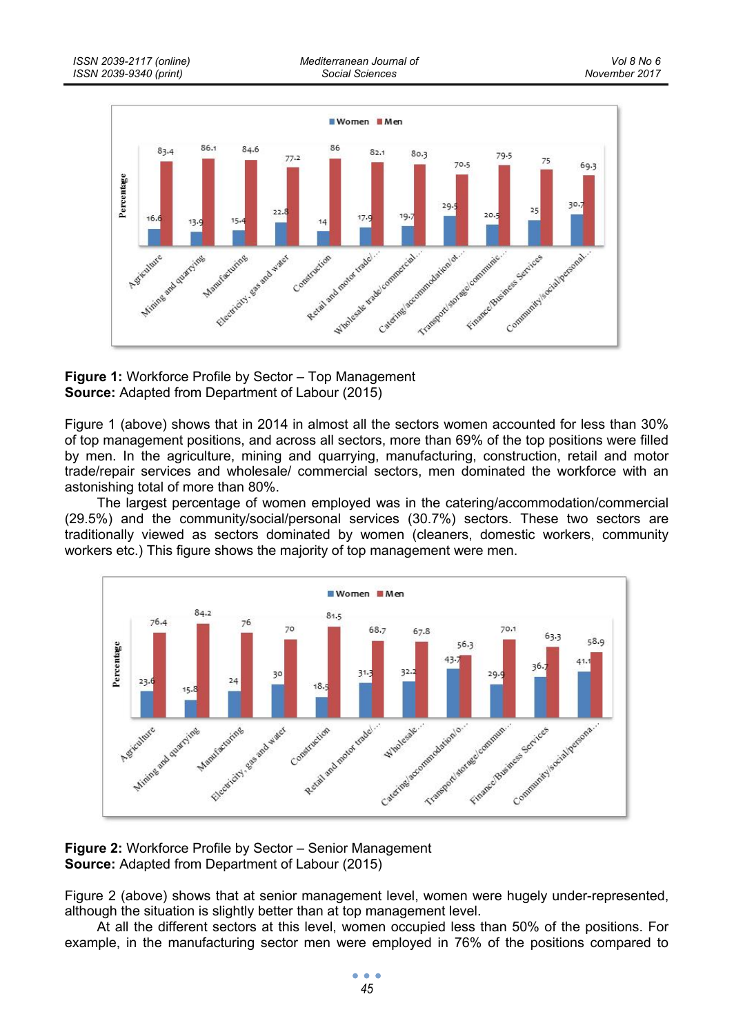**Figure 1:** Workforce Profile by Sector – Top Management
**Source:** Adapted from Department of Labour (2015)

Figure 1 (above) shows that in 2014 in almost all the sectors women accounted for less than 30% of top management positions, and across all sectors, more than 69% of the top positions were filled by men. In the agriculture, mining and quarrying, manufacturing, construction, retail and motor trade/repair services and wholesale/ commercial sectors, men dominated the workforce with an astonishing total of more than 80%.

The largest percentage of women employed was in the catering/accommodation/commercial (29.5%) and the community/social/personal services (30.7%) sectors. These two sectors are traditionally viewed as sectors dominated by women (cleaners, domestic workers, community workers etc.) This figure shows the majority of top management were men.

**Figure 2:** Workforce Profile by Sector – Senior Management
**Source:** Adapted from Department of Labour (2015)

Figure 2 (above) shows that at senior management level, women were hugely under-represented, although the situation is slightly better than at top management level.

At all the different sectors at this level, women occupied less than 50% of the positions. For example, in the manufacturing sector men were employed in 76% of the positions compared to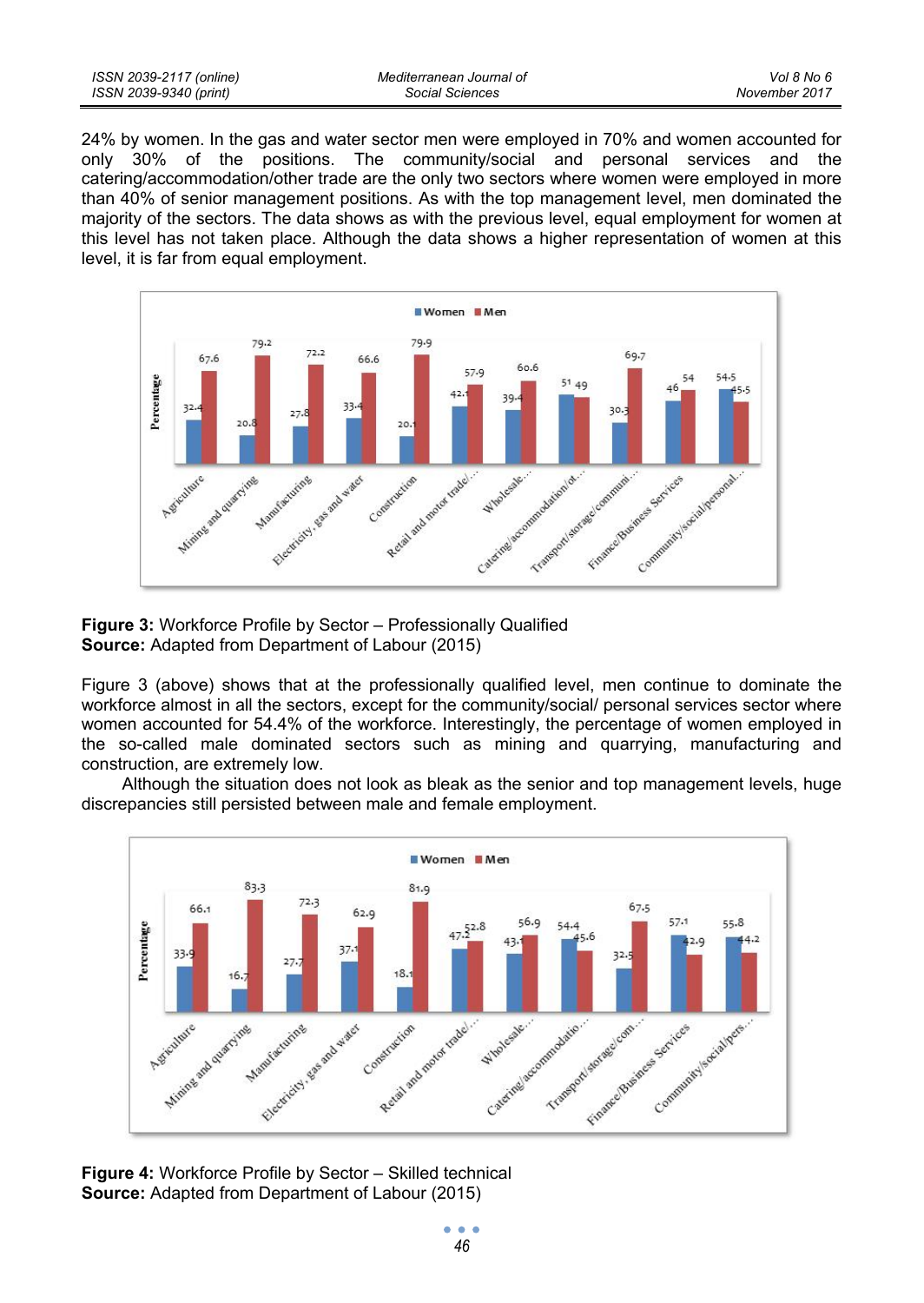24% by women. In the gas and water sector men were employed in 70% and women accounted for only 30% of the positions. The community/social and personal services and the catering/accommodation/other trade are the only two sectors where women were employed in more than 40% of senior management positions. As with the top management level, men dominated the majority of the sectors. The data shows as with the previous level, equal employment for women at this level has not taken place. Although the data shows a higher representation of women at this level, it is far from equal employment.

**Figure 3:** Workforce Profile by Sector – Professionally Qualified
**Source:** Adapted from Department of Labour (2015)

Figure 3 (above) shows that at the professionally qualified level, men continue to dominate the workforce almost in all the sectors, except for the community/social/ personal services sector where women accounted for 54.4% of the workforce. Interestingly, the percentage of women employed in the so-called male dominated sectors such as mining and quarrying, manufacturing and construction, are extremely low.

Although the situation does not look as bleak as the senior and top management levels, huge discrepancies still persisted between male and female employment.

**Figure 4:** Workforce Profile by Sector – Skilled technical
**Source:** Adapted from Department of Labour (2015)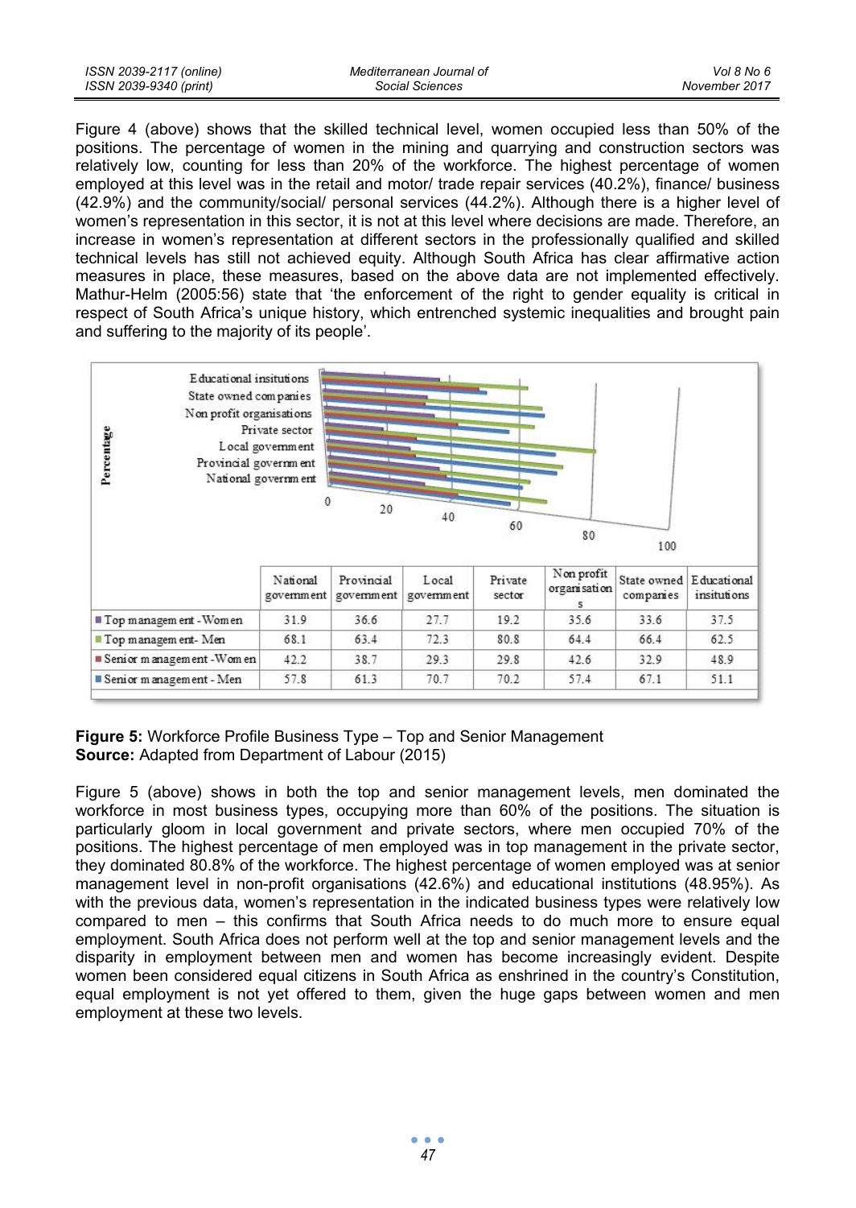Figure 4 (above) shows that the skilled technical level, women occupied less than 50% of the positions. The percentage of women in the mining and quarrying and construction sectors was relatively low, counting for less than 20% of the workforce. The highest percentage of women employed at this level was in the retail and motor/ trade repair services (40.2%), finance/ business (42.9%) and the community/social/ personal services (44.2%). Although there is a higher level of women's representation in this sector, it is not at this level where decisions are made. Therefore, an increase in women's representation at different sectors in the professionally qualified and skilled technical levels has still not achieved equity. Although South Africa has clear affirmative action measures in place, these measures, based on the above data are not implemented effectively. Mathur-Helm (2005:56) state that 'the enforcement of the right to gender equality is critical in respect of South Africa's unique history, which entrenched systemic inequalities and brought pain and suffering to the majority of its people'.

| | National government | Provincial government | Local government | Private sector | Non profit organisations | State owned companies | Educational insitutions |
|---|---|---|---|---|---|---|---|
| Top management - Women | 31.9 | 36.6 | 27.7 | 19.2 | 35.6 | 33.6 | 37.5 |
| Top management- Men | 68.1 | 63.4 | 72.3 | 80.8 | 64.4 | 66.4 | 62.5 |
| Senior management -Women | 42.2 | 38.7 | 29.3 | 29.8 | 42.6 | 32.9 | 48.9 |
| Senior management - Men | 57.8 | 61.3 | 70.7 | 70.2 | 57.4 | 67.1 | 51.1 |

**Figure 5:** Workforce Profile Business Type – Top and Senior Management
**Source:** Adapted from Department of Labour (2015)

Figure 5 (above) shows in both the top and senior management levels, men dominated the workforce in most business types, occupying more than 60% of the positions. The situation is particularly gloom in local government and private sectors, where men occupied 70% of the positions. The highest percentage of men employed was in top management in the private sector, they dominated 80.8% of the workforce. The highest percentage of women employed was at senior management level in non-profit organisations (42.6%) and educational institutions (48.95%). As with the previous data, women's representation in the indicated business types were relatively low compared to men – this confirms that South Africa needs to do much more to ensure equal employment. South Africa does not perform well at the top and senior management levels and the disparity in employment between men and women has become increasingly evident. Despite women been considered equal citizens in South Africa as enshrined in the country's Constitution, equal employment is not yet offered to them, given the huge gaps between women and men employment at these two levels.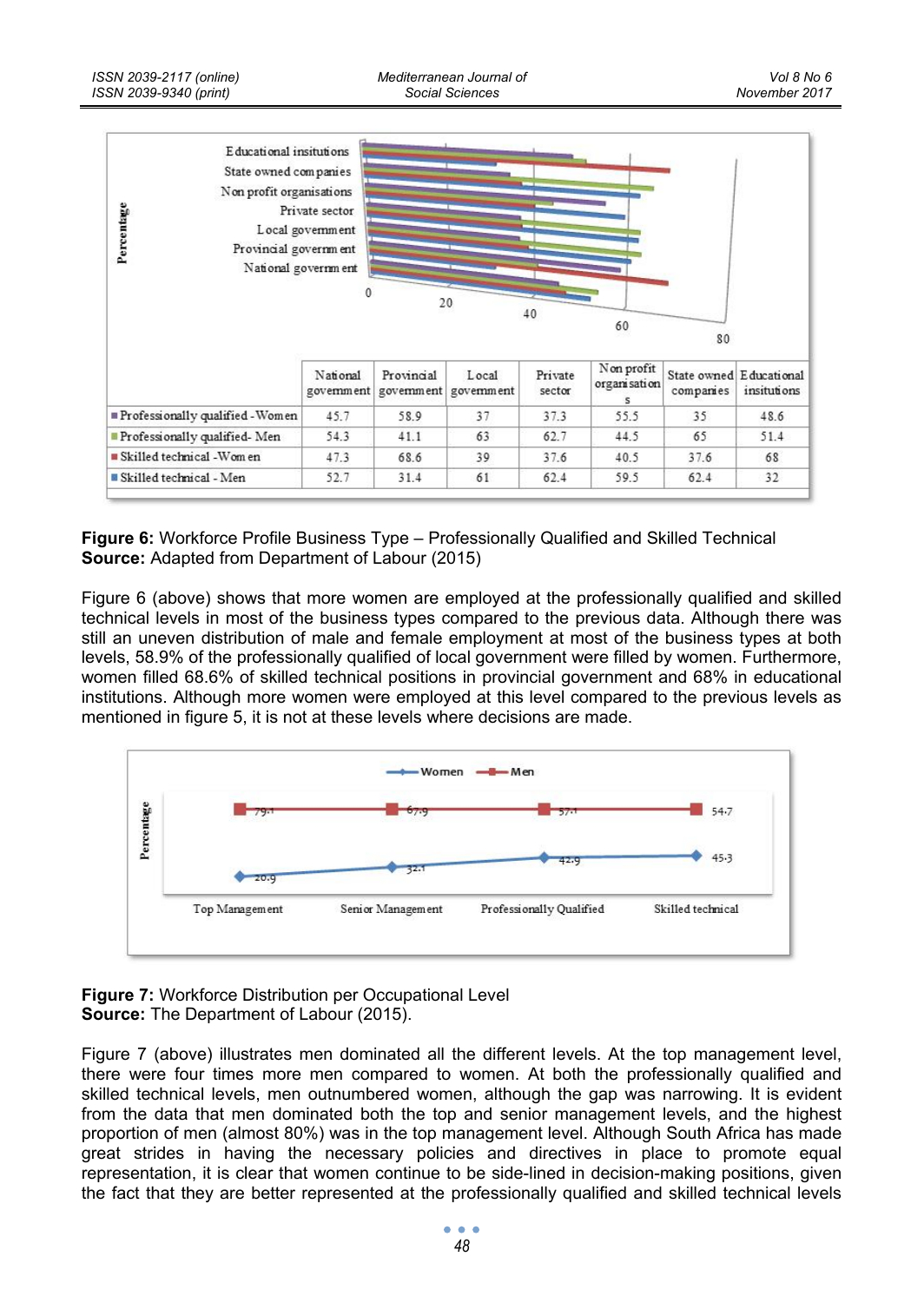| | National government | Provincial government | Local government | Private sector | Non profit organisations | State owned companies | Educational insitutions |
|---|---|---|---|---|---|---|---|
| Professionally qualified - Women | 45.7 | 58.9 | 37 | 37.3 | 55.5 | 35 | 48.6 |
| Professionally qualified- Men | 54.3 | 41.1 | 63 | 62.7 | 44.5 | 65 | 51.4 |
| Skilled technical -Women | 47.3 | 68.6 | 39 | 37.6 | 40.5 | 37.6 | 68 |
| Skilled technical - Men | 52.7 | 31.4 | 61 | 62.4 | 59.5 | 62.4 | 32 |

**Figure 6:** Workforce Profile Business Type – Professionally Qualified and Skilled Technical
**Source:** Adapted from Department of Labour (2015)

Figure 6 (above) shows that more women are employed at the professionally qualified and skilled technical levels in most of the business types compared to the previous data. Although there was still an uneven distribution of male and female employment at most of the business types at both levels, 58.9% of the professionally qualified of local government were filled by women. Furthermore, women filled 68.6% of skilled technical positions in provincial government and 68% in educational institutions. Although more women were employed at this level compared to the previous levels as mentioned in figure 5, it is not at these levels where decisions are made.

| | Top Management | Senior Management | Professionally Qualified | Skilled technical |
|---|---|---|---|---|
| Women | 20.9 | 32.1 | 42.9 | 45.3 |
| Men | 79.1 | 67.9 | 57.1 | 54.7 |

**Figure 7:** Workforce Distribution per Occupational Level
**Source:** The Department of Labour (2015).

Figure 7 (above) illustrates men dominated all the different levels. At the top management level, there were four times more men compared to women. At both the professionally qualified and skilled technical levels, men outnumbered women, although the gap was narrowing. It is evident from the data that men dominated both the top and senior management levels, and the highest proportion of men (almost 80%) was in the top management level. Although South Africa has made great strides in having the necessary policies and directives in place to promote equal representation, it is clear that women continue to be side-lined in decision-making positions, given the fact that they are better represented at the professionally qualified and skilled technical levels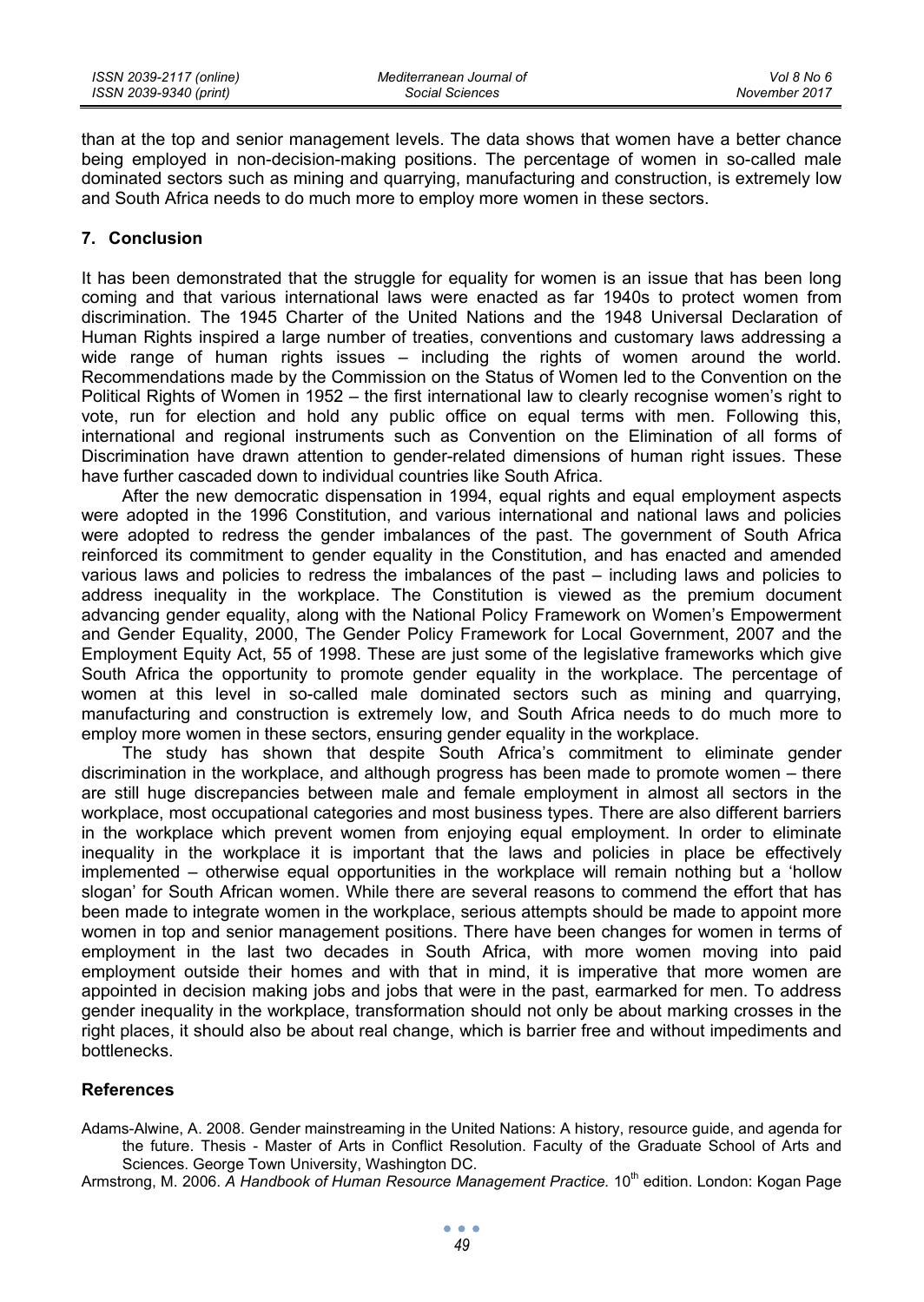than at the top and senior management levels. The data shows that women have a better chance being employed in non-decision-making positions. The percentage of women in so-called male dominated sectors such as mining and quarrying, manufacturing and construction, is extremely low and South Africa needs to do much more to employ more women in these sectors.

## 7. Conclusion

It has been demonstrated that the struggle for equality for women is an issue that has been long coming and that various international laws were enacted as far 1940s to protect women from discrimination. The 1945 Charter of the United Nations and the 1948 Universal Declaration of Human Rights inspired a large number of treaties, conventions and customary laws addressing a wide range of human rights issues – including the rights of women around the world. Recommendations made by the Commission on the Status of Women led to the Convention on the Political Rights of Women in 1952 – the first international law to clearly recognise women's right to vote, run for election and hold any public office on equal terms with men. Following this, international and regional instruments such as Convention on the Elimination of all forms of Discrimination have drawn attention to gender-related dimensions of human right issues. These have further cascaded down to individual countries like South Africa.

After the new democratic dispensation in 1994, equal rights and equal employment aspects were adopted in the 1996 Constitution, and various international and national laws and policies were adopted to redress the gender imbalances of the past. The government of South Africa reinforced its commitment to gender equality in the Constitution, and has enacted and amended various laws and policies to redress the imbalances of the past – including laws and policies to address inequality in the workplace. The Constitution is viewed as the premium document advancing gender equality, along with the National Policy Framework on Women's Empowerment and Gender Equality, 2000, The Gender Policy Framework for Local Government, 2007 and the Employment Equity Act, 55 of 1998. These are just some of the legislative frameworks which give South Africa the opportunity to promote gender equality in the workplace. The percentage of women at this level in so-called male dominated sectors such as mining and quarrying, manufacturing and construction is extremely low, and South Africa needs to do much more to employ more women in these sectors, ensuring gender equality in the workplace.

The study has shown that despite South Africa's commitment to eliminate gender discrimination in the workplace, and although progress has been made to promote women – there are still huge discrepancies between male and female employment in almost all sectors in the workplace, most occupational categories and most business types. There are also different barriers in the workplace which prevent women from enjoying equal employment. In order to eliminate inequality in the workplace it is important that the laws and policies in place be effectively implemented – otherwise equal opportunities in the workplace will remain nothing but a 'hollow slogan' for South African women. While there are several reasons to commend the effort that has been made to integrate women in the workplace, serious attempts should be made to appoint more women in top and senior management positions. There have been changes for women in terms of employment in the last two decades in South Africa, with more women moving into paid employment outside their homes and with that in mind, it is imperative that more women are appointed in decision making jobs and jobs that were in the past, earmarked for men. To address gender inequality in the workplace, transformation should not only be about marking crosses in the right places, it should also be about real change, which is barrier free and without impediments and bottlenecks.

## References

Adams-Alwine, A. 2008. Gender mainstreaming in the United Nations: A history, resource guide, and agenda for the future. Thesis - Master of Arts in Conflict Resolution. Faculty of the Graduate School of Arts and Sciences. George Town University, Washington DC.

Armstrong, M. 2006. *A Handbook of Human Resource Management Practice.* 10th edition. London: Kogan Page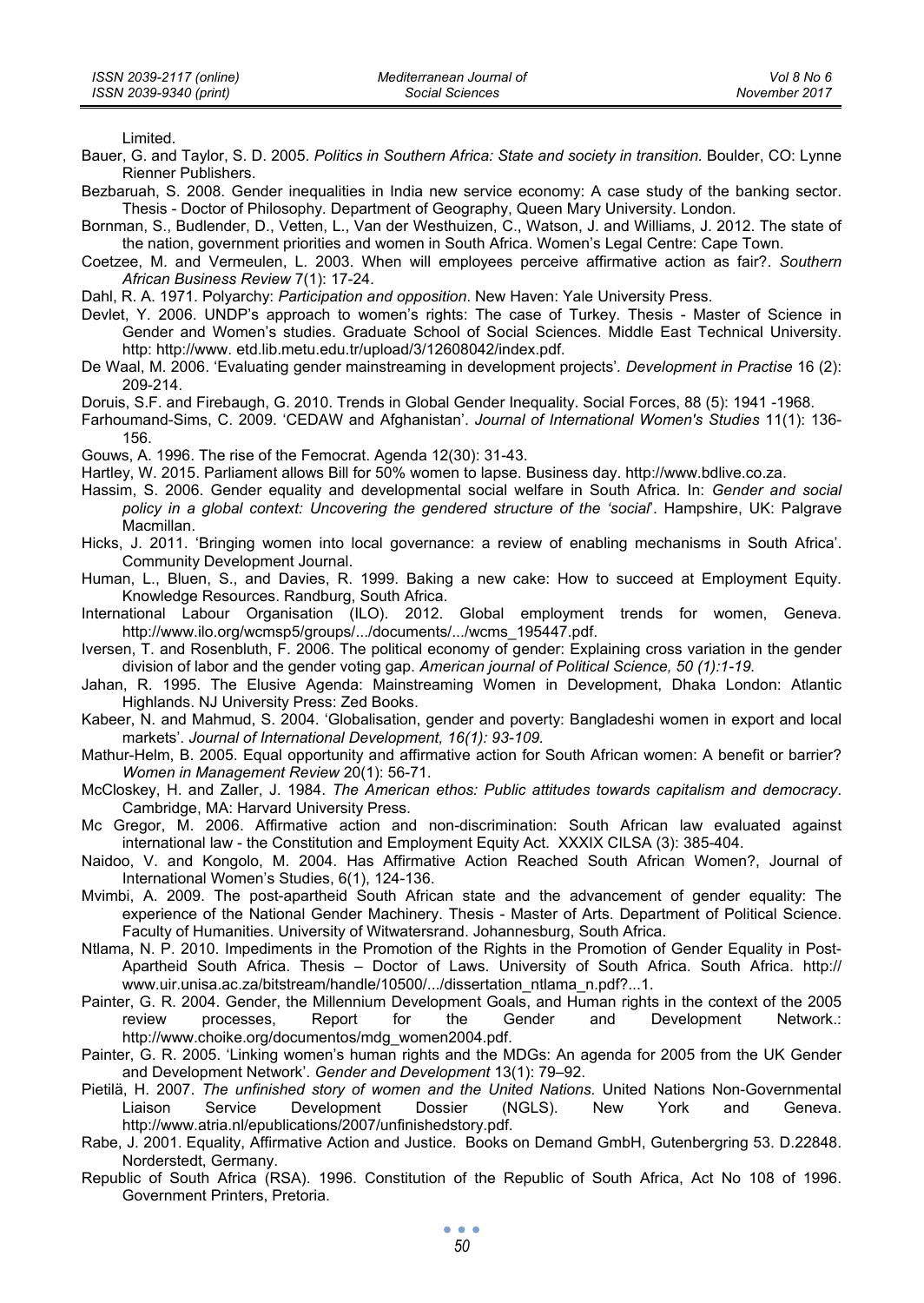Limited.

Bauer, G. and Taylor, S. D. 2005. *Politics in Southern Africa: State and society in transition.* Boulder, CO: Lynne Rienner Publishers.

Bezbaruah, S. 2008. Gender inequalities in India new service economy: A case study of the banking sector. Thesis - Doctor of Philosophy. Department of Geography, Queen Mary University. London.

Bornman, S., Budlender, D., Vetten, L., Van der Westhuizen, C., Watson, J. and Williams, J. 2012. The state of the nation, government priorities and women in South Africa. Women's Legal Centre: Cape Town.

Coetzee, M. and Vermeulen, L. 2003. When will employees perceive affirmative action as fair?. *Southern African Business Review* 7(1): 17-24.

Dahl, R. A. 1971. Polyarchy: *Participation and opposition*. New Haven: Yale University Press.

Devlet, Y. 2006. UNDP's approach to women's rights: The case of Turkey. Thesis - Master of Science in Gender and Women's studies. Graduate School of Social Sciences. Middle East Technical University. http: http://www. etd.lib.metu.edu.tr/upload/3/12608042/index.pdf.

De Waal, M. 2006. 'Evaluating gender mainstreaming in development projects'. *Development in Practise* 16 (2): 209-214.

Doruis, S.F. and Firebaugh, G. 2010. Trends in Global Gender Inequality. Social Forces, 88 (5): 1941 -1968.

Farhoumand-Sims, C. 2009. 'CEDAW and Afghanistan'. *Journal of International Women's Studies* 11(1): 136-156.

Gouws, A. 1996. The rise of the Femocrat. Agenda 12(30): 31-43.

Hartley, W. 2015. Parliament allows Bill for 50% women to lapse. Business day. http://www.bdlive.co.za.

Hassim, S. 2006. Gender equality and developmental social welfare in South Africa. In: *Gender and social policy in a global context: Uncovering the gendered structure of the 'social*'. Hampshire, UK: Palgrave Macmillan.

Hicks, J. 2011. 'Bringing women into local governance: a review of enabling mechanisms in South Africa'. Community Development Journal.

Human, L., Bluen, S., and Davies, R. 1999. Baking a new cake: How to succeed at Employment Equity. Knowledge Resources. Randburg, South Africa.

International Labour Organisation (ILO). 2012. Global employment trends for women, Geneva. http://www.ilo.org/wcmsp5/groups/.../documents/.../wcms_195447.pdf.

Iversen, T. and Rosenbluth, F. 2006. The political economy of gender: Explaining cross variation in the gender division of labor and the gender voting gap. *American journal of Political Science, 50 (1):1-19.*

Jahan, R. 1995. The Elusive Agenda: Mainstreaming Women in Development, Dhaka London: Atlantic Highlands. NJ University Press: Zed Books.

Kabeer, N. and Mahmud, S. 2004. 'Globalisation, gender and poverty: Bangladeshi women in export and local markets'. *Journal of International Development, 16(1): 93-109.*

Mathur-Helm, B. 2005. Equal opportunity and affirmative action for South African women: A benefit or barrier? *Women in Management Review* 20(1): 56-71.

McCloskey, H. and Zaller, J. 1984. *The American ethos: Public attitudes towards capitalism and democracy*. Cambridge, MA: Harvard University Press.

Mc Gregor, M. 2006. Affirmative action and non-discrimination: South African law evaluated against international law - the Constitution and Employment Equity Act. XXXIX CILSA (3): 385-404.

Naidoo, V. and Kongolo, M. 2004. Has Affirmative Action Reached South African Women?, Journal of International Women's Studies, 6(1), 124-136.

Mvimbi, A. 2009. The post-apartheid South African state and the advancement of gender equality: The experience of the National Gender Machinery. Thesis - Master of Arts. Department of Political Science. Faculty of Humanities. University of Witwatersrand. Johannesburg, South Africa.

Ntlama, N. P. 2010. Impediments in the Promotion of the Rights in the Promotion of Gender Equality in Post-Apartheid South Africa. Thesis – Doctor of Laws. University of South Africa. South Africa. http:// www.uir.unisa.ac.za/bitstream/handle/10500/.../dissertation_ntlama_n.pdf?...1.

Painter, G. R. 2004. Gender, the Millennium Development Goals, and Human rights in the context of the 2005 review processes, Report for the Gender and Development Network.: http://www.choike.org/documentos/mdg_women2004.pdf.

Painter, G. R. 2005. 'Linking women's human rights and the MDGs: An agenda for 2005 from the UK Gender and Development Network'. *Gender and Development* 13(1): 79–92.

Pietilä, H. 2007. *The unfinished story of women and the United Nations*. United Nations Non-Governmental Liaison Service Development Dossier (NGLS). New York and Geneva. http://www.atria.nl/epublications/2007/unfinishedstory.pdf.

Rabe, J. 2001. Equality, Affirmative Action and Justice. Books on Demand GmbH, Gutenbergring 53. D.22848. Norderstedt, Germany.

Republic of South Africa (RSA). 1996. Constitution of the Republic of South Africa, Act No 108 of 1996. Government Printers, Pretoria.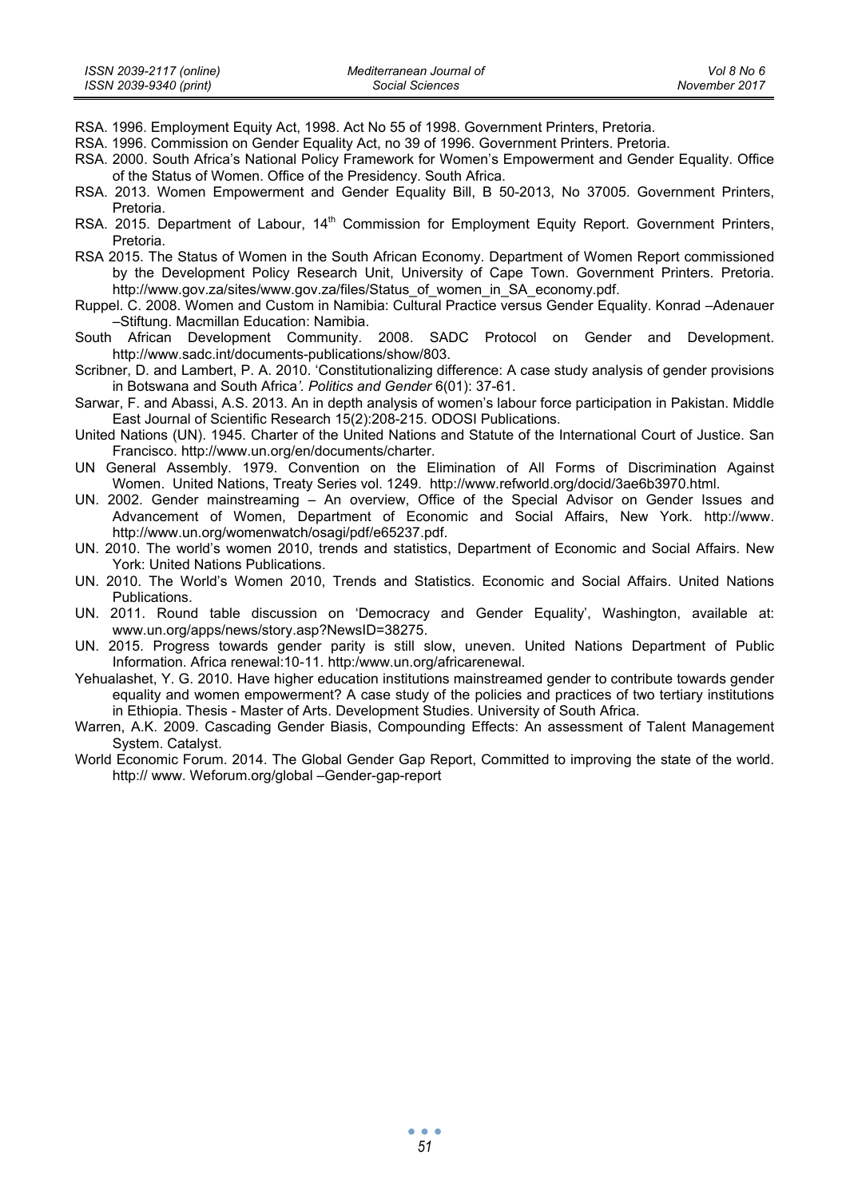RSA. 1996. Employment Equity Act, 1998. Act No 55 of 1998. Government Printers, Pretoria.

RSA. 1996. Commission on Gender Equality Act, no 39 of 1996. Government Printers. Pretoria.

RSA. 2000. South Africa's National Policy Framework for Women's Empowerment and Gender Equality. Office of the Status of Women. Office of the Presidency. South Africa.

RSA. 2013. Women Empowerment and Gender Equality Bill, B 50-2013, No 37005. Government Printers, Pretoria.

RSA. 2015. Department of Labour, 14th Commission for Employment Equity Report. Government Printers, Pretoria.

RSA 2015. The Status of Women in the South African Economy. Department of Women Report commissioned by the Development Policy Research Unit, University of Cape Town. Government Printers. Pretoria. http://www.gov.za/sites/www.gov.za/files/Status_of_women_in_SA_economy.pdf.

Ruppel. C. 2008. Women and Custom in Namibia: Cultural Practice versus Gender Equality. Konrad –Adenauer –Stiftung. Macmillan Education: Namibia.

South African Development Community. 2008. SADC Protocol on Gender and Development. http://www.sadc.int/documents-publications/show/803.

Scribner, D. and Lambert, P. A. 2010. 'Constitutionalizing difference: A case study analysis of gender provisions in Botswana and South Africa*'. Politics and Gender* 6(01): 37-61.

Sarwar, F. and Abassi, A.S. 2013. An in depth analysis of women's labour force participation in Pakistan. Middle East Journal of Scientific Research 15(2):208-215. ODOSI Publications.

United Nations (UN). 1945. Charter of the United Nations and Statute of the International Court of Justice. San Francisco. http://www.un.org/en/documents/charter.

UN General Assembly. 1979. Convention on the Elimination of All Forms of Discrimination Against Women. United Nations, Treaty Series vol. 1249. http://www.refworld.org/docid/3ae6b3970.html.

UN. 2002. Gender mainstreaming – An overview, Office of the Special Advisor on Gender Issues and Advancement of Women, Department of Economic and Social Affairs, New York. http://www. http://www.un.org/womenwatch/osagi/pdf/e65237.pdf.

UN. 2010. The world's women 2010, trends and statistics, Department of Economic and Social Affairs. New York: United Nations Publications.

UN. 2010. The World's Women 2010, Trends and Statistics. Economic and Social Affairs. United Nations Publications.

UN. 2011. Round table discussion on 'Democracy and Gender Equality', Washington, available at: www.un.org/apps/news/story.asp?NewsID=38275.

UN. 2015. Progress towards gender parity is still slow, uneven. United Nations Department of Public Information. Africa renewal:10-11. http:/www.un.org/africarenewal.

Yehualashet, Y. G. 2010. Have higher education institutions mainstreamed gender to contribute towards gender equality and women empowerment? A case study of the policies and practices of two tertiary institutions in Ethiopia. Thesis - Master of Arts. Development Studies. University of South Africa.

Warren, A.K. 2009. Cascading Gender Biasis, Compounding Effects: An assessment of Talent Management System. Catalyst.

World Economic Forum. 2014. The Global Gender Gap Report, Committed to improving the state of the world. http:// www. Weforum.org/global –Gender-gap-report